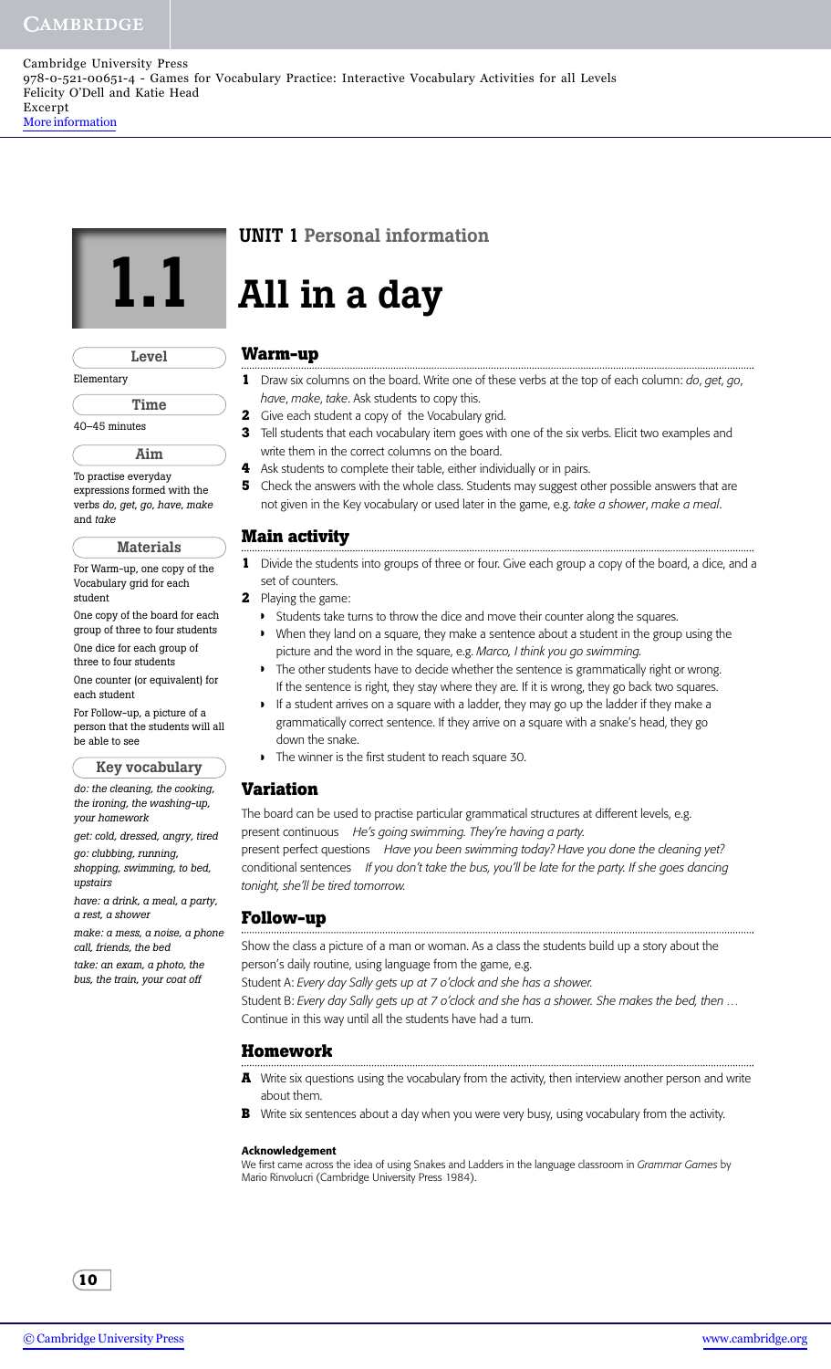Cambridge University Press
978-0-521-00651-4 - Games for Vocabulary Practice: Interactive Vocabulary Activities for all Levels
Felicity O'Dell and Katie Head
Excerpt
More information

# 1.1

UNIT 1 Personal information

# All in a day

**Level**

Elementary

**Time**

40–45 minutes

**Aim**

To practise everyday expressions formed with the verbs *do, get, go, have, make* and *take*

**Materials**

For Warm-up, one copy of the Vocabulary grid for each student

One copy of the board for each group of three to four students

One dice for each group of three to four students

One counter (or equivalent) for each student

For Follow-up, a picture of a person that the students will all be able to see

**Key vocabulary**

*do: the cleaning, the cooking, the ironing, the washing-up, your homework*

*get: cold, dressed, angry, tired*

*go: clubbing, running, shopping, swimming, to bed, upstairs*

*have: a drink, a meal, a party, a rest, a shower*

*make: a mess, a noise, a phone call, friends, the bed*

*take: an exam, a photo, the bus, the train, your coat off*

## Warm-up

1. Draw six columns on the board. Write one of these verbs at the top of each column: *do, get, go, have, make, take*. Ask students to copy this.
2. Give each student a copy of the Vocabulary grid.
3. Tell students that each vocabulary item goes with one of the six verbs. Elicit two examples and write them in the correct columns on the board.
4. Ask students to complete their table, either individually or in pairs.
5. Check the answers with the whole class. Students may suggest other possible answers that are not given in the Key vocabulary or used later in the game, e.g. *take a shower, make a meal*.

## Main activity

1. Divide the students into groups of three or four. Give each group a copy of the board, a dice, and a set of counters.
2. Playing the game:
   - Students take turns to throw the dice and move their counter along the squares.
   - When they land on a square, they make a sentence about a student in the group using the picture and the word in the square, e.g. *Marco, I think you go swimming.*
   - The other students have to decide whether the sentence is grammatically right or wrong. If the sentence is right, they stay where they are. If it is wrong, they go back two squares.
   - If a student arrives on a square with a ladder, they may go up the ladder if they make a grammatically correct sentence. If they arrive on a square with a snake's head, they go down the snake.
   - The winner is the first student to reach square 30.

## Variation

The board can be used to practise particular grammatical structures at different levels, e.g.
present continuous *He's going swimming. They're having a party.*
present perfect questions *Have you been swimming today? Have you done the cleaning yet?*
conditional sentences *If you don't take the bus, you'll be late for the party. If she goes dancing tonight, she'll be tired tomorrow.*

## Follow-up

Show the class a picture of a man or woman. As a class the students build up a story about the person's daily routine, using language from the game, e.g.
Student A: *Every day Sally gets up at 7 o'clock and she has a shower.*
Student B: *Every day Sally gets up at 7 o'clock and she has a shower. She makes the bed, then …*
Continue in this way until all the students have had a turn.

## Homework

**A** Write six questions using the vocabulary from the activity, then interview another person and write about them.

**B** Write six sentences about a day when you were very busy, using vocabulary from the activity.

**Acknowledgement**
We first came across the idea of using Snakes and Ladders in the language classroom in *Grammar Games* by Mario Rinvolucri (Cambridge University Press 1984).

© Cambridge University Press www.cambridge.org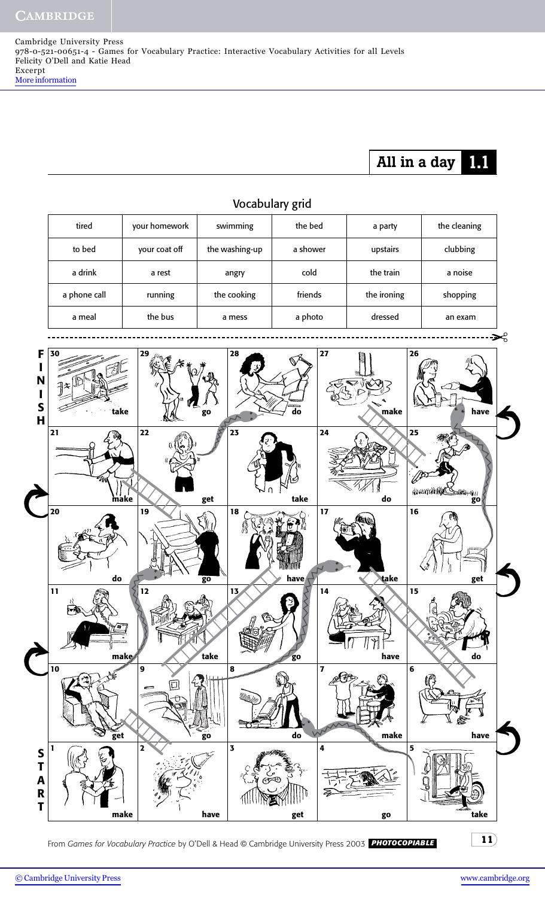# All in a day 1.1

## Vocabulary grid

| | | | | | |
|---|---|---|---|---|---|
| tired | your homework | swimming | the bed | a party | the cleaning |
| to bed | your coat off | the washing-up | a shower | upstairs | clubbing |
| a drink | a rest | angry | cold | the train | a noise |
| a phone call | running | the cooking | friends | the ironing | shopping |
| a meal | the bus | a mess | a photo | dressed | an exam |

| | | | | | |
|---|---|---|---|---|---|
| FINISH | 30 take | 29 go | 28 do | 27 make | 26 have |
| | 21 make | 22 get | 23 take | 24 do | 25 go |
| | 20 do | 19 go | 18 have | 17 take | 16 get |
| | 11 make | 12 take | 13 go | 14 have | 15 do |
| | 10 get | 9 go | 8 do | 7 make | 6 have |
| START | 1 make | 2 have | 3 get | 4 go | 5 take |